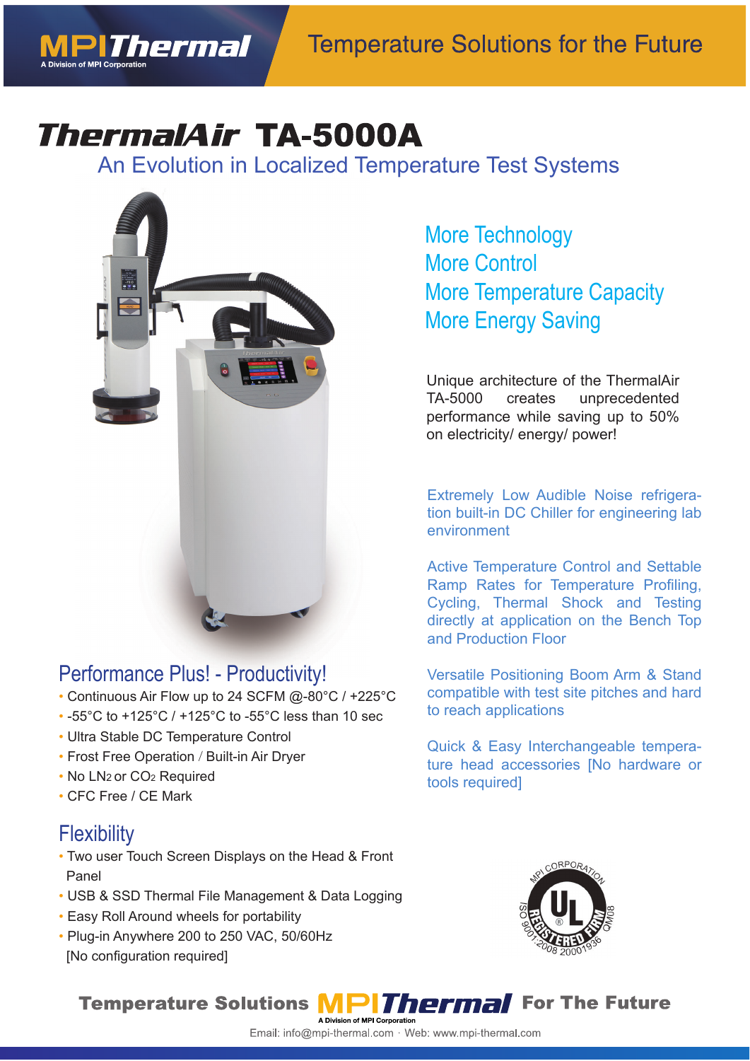Temperature Solutions for the Future

# ThermalAir TA-5000A

## An Evolution in Localized Temperature Test Systems

More Technology
More Control
More Temperature Capacity
More Energy Saving

Unique architecture of the ThermalAir TA-5000 creates unprecedented performance while saving up to 50% on electricity/ energy/ power!

Extremely Low Audible Noise refrigeration built-in DC Chiller for engineering lab environment

Active Temperature Control and Settable Ramp Rates for Temperature Profiling, Cycling, Thermal Shock and Testing directly at application on the Bench Top and Production Floor

Versatile Positioning Boom Arm & Stand compatible with test site pitches and hard to reach applications

Quick & Easy Interchangeable temperature head accessories [No hardware or tools required]

## Performance Plus! - Productivity!

- Continuous Air Flow up to 24 SCFM @-80°C / +225°C
- -55°C to +125°C / +125°C to -55°C less than 10 sec
- Ultra Stable DC Temperature Control
- Frost Free Operation / Built-in Air Dryer
- No $LN_2$ or $CO_2$ Required
- CFC Free / CE Mark

## Flexibility

- Two user Touch Screen Displays on the Head & Front Panel
- USB & SSD Thermal File Management & Data Logging
- Easy Roll Around wheels for portability
- Plug-in Anywhere 200 to 250 VAC, 50/60Hz [No configuration required]

MPI CORPORATION UL REGISTERED FIRM ISO 9001:2008 20001936 QM08

Temperature Solutions MPIThermal For The Future

A Division of MPI Corporation

Email: info@mpi-thermal.com · Web: www.mpi-thermal.com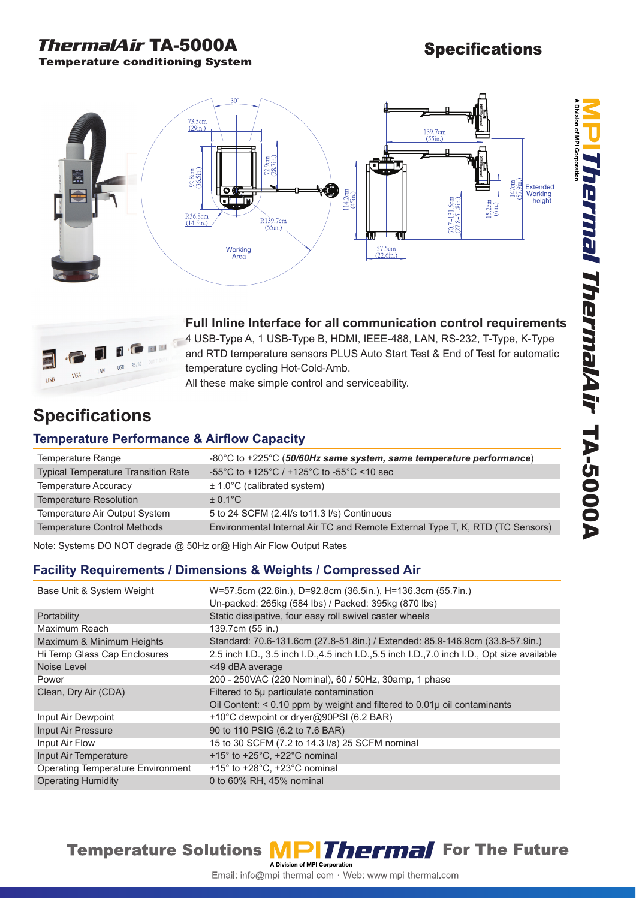# *ThermalAir* TA-5000A

**Temperature conditioning System**

## Specifications

30˚

73.5cm (29in.)

92.8cm (36.5in.)

72.9cm (28.7in.)

R36.8cm (14.5in.)

R139.7cm (55in.)

Working Area

139.7cm (55in.)

114.2cm (45in.)

70.7-131.6cm (27.8-51.8in.)

15.2cm (6in.)

147cm (57.9in.)

Extended Working height

57.5cm (22.6in.)

### Full Inline Interface for all communication control requirements

4 USB-Type A, 1 USB-Type B, HDMI, IEEE-488, LAN, RS-232, T-Type, K-Type and RTD temperature sensors PLUS Auto Start Test & End of Test for automatic temperature cycling Hot-Cold-Amb.

All these make simple control and serviceability.

## Specifications

### Temperature Performance & Airflow Capacity

| | |
|---|---|
| Temperature Range | -80°C to +225°C (***50/60Hz same system, same temperature performance***) |
| Typical Temperature Transition Rate | -55°C to +125°C / +125°C to -55°C <10 sec |
| Temperature Accuracy | ± 1.0°C (calibrated system) |
| Temperature Resolution | ± 0.1°C |
| Temperature Air Output System | 5 to 24 SCFM (2.4l/s to11.3 l/s) Continuous |
| Temperature Control Methods | Environmental Internal Air TC and Remote External Type T, K, RTD (TC Sensors) |

Note: Systems DO NOT degrade @ 50Hz or@ High Air Flow Output Rates

### Facility Requirements / Dimensions & Weights / Compressed Air

| | |
|---|---|
| Base Unit & System Weight | W=57.5cm (22.6in.), D=92.8cm (36.5in.), H=136.3cm (55.7in.)<br>Un-packed: 265kg (584 lbs) / Packed: 395kg (870 lbs) |
| Portability | Static dissipative, four easy roll swivel caster wheels |
| Maximum Reach | 139.7cm (55 in.) |
| Maximum & Minimum Heights | Standard: 70.6-131.6cm (27.8-51.8in.) / Extended: 85.9-146.9cm (33.8-57.9in.) |
| Hi Temp Glass Cap Enclosures | 2.5 inch I.D., 3.5 inch I.D.,4.5 inch I.D.,5.5 inch I.D.,7.0 inch I.D., Opt size available |
| Noise Level | <49 dBA average |
| Power | 200 - 250VAC (220 Nominal), 60 / 50Hz, 30amp, 1 phase |
| Clean, Dry Air (CDA) | Filtered to 5μ particulate contamination<br>Oil Content: < 0.10 ppm by weight and filtered to 0.01μ oil contaminants |
| Input Air Dewpoint | +10°C dewpoint or dryer@90PSI (6.2 BAR) |
| Input Air Pressure | 90 to 110 PSIG (6.2 to 7.6 BAR) |
| Input Air Flow | 15 to 30 SCFM (7.2 to 14.3 l/s) 25 SCFM nominal |
| Input Air Temperature | +15° to +25°C, +22°C nominal |
| Operating Temperature Environment | +15° to +28°C, +23°C nominal |
| Operating Humidity | 0 to 60% RH, 45% nominal |

Temperature Solutions MPI*Thermal* For The Future

A Division of MPI Corporation

Email: info@mpi-thermal.com · Web: www.mpi-thermal.com